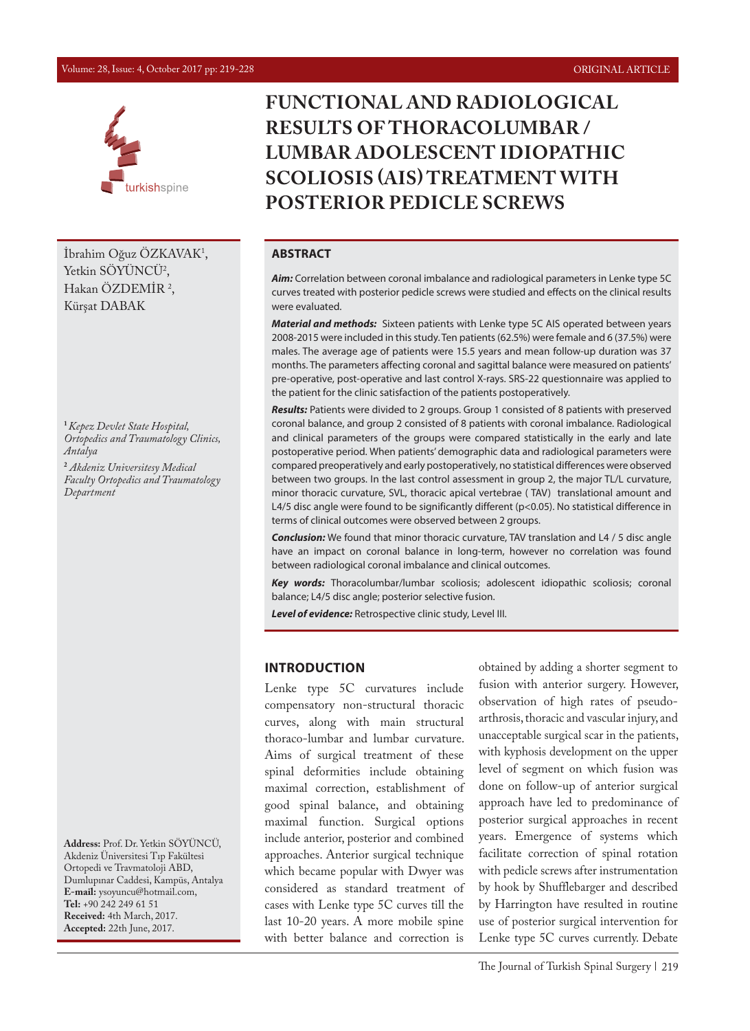ORIGINAL ARTICLE

# FUNCTIONAL AND RADIOLOGICAL RESULTS OF THORACOLUMBAR / LUMBAR ADOLESCENT IDIOPATHIC SCOLIOSIS (AIS) TREATMENT WITH POSTERIOR PEDICLE SCREWS

İbrahim Oğuz ÖZKAVAK[1], Yetkin SÖYÜNCÜ[2], Hakan ÖZDEMİR [2], Kürşat DABAK

[1] *Kepez Devlet State Hospital, Ortopedics and Traumatology Clinics, Antalya*

[2] *Akdeniz Universitesy Medical Faculty Ortopedics and Traumatology Department*

**Address:** Prof. Dr. Yetkin SÖYÜNCÜ, Akdeniz Üniversitesi Tıp Fakültesi Ortopedi ve Travmatoloji ABD, Dumlupınar Caddesi, Kampüs, Antalya
**E-mail:** ysoyuncu@hotmail.com,
**Tel:** +90 242 249 61 51
**Received:** 4th March, 2017.
**Accepted:** 22th June, 2017.

## ABSTRACT

***Aim:*** Correlation between coronal imbalance and radiological parameters in Lenke type 5C curves treated with posterior pedicle screws were studied and effects on the clinical results were evaluated.

***Material and methods:*** Sixteen patients with Lenke type 5C AIS operated between years 2008-2015 were included in this study. Ten patients (62.5%) were female and 6 (37.5%) were males. The average age of patients were 15.5 years and mean follow-up duration was 37 months. The parameters affecting coronal and sagittal balance were measured on patients' pre-operative, post-operative and last control X-rays. SRS-22 questionnaire was applied to the patient for the clinic satisfaction of the patients postoperatively.

***Results:*** Patients were divided to 2 groups. Group 1 consisted of 8 patients with preserved coronal balance, and group 2 consisted of 8 patients with coronal imbalance. Radiological and clinical parameters of the groups were compared statistically in the early and late postoperative period. When patients' demographic data and radiological parameters were compared preoperatively and early postoperatively, no statistical differences were observed between two groups. In the last control assessment in group 2, the major TL/L curvature, minor thoracic curvature, SVL, thoracic apical vertebrae ( TAV) translational amount and L4/5 disc angle were found to be significantly different ($p<0.05$). No statistical difference in terms of clinical outcomes were observed between 2 groups.

***Conclusion:*** We found that minor thoracic curvature, TAV translation and L4 / 5 disc angle have an impact on coronal balance in long-term, however no correlation was found between radiological coronal imbalance and clinical outcomes.

***Key words:*** Thoracolumbar/lumbar scoliosis; adolescent idiopathic scoliosis; coronal balance; L4/5 disc angle; posterior selective fusion.

***Level of evidence:*** Retrospective clinic study, Level III.

## INTRODUCTION

Lenke type 5C curvatures include compensatory non-structural thoracic curves, along with main structural thoraco-lumbar and lumbar curvature. Aims of surgical treatment of these spinal deformities include obtaining maximal correction, establishment of good spinal balance, and obtaining maximal function. Surgical options include anterior, posterior and combined approaches. Anterior surgical technique which became popular with Dwyer was considered as standard treatment of cases with Lenke type 5C curves till the last 10-20 years. A more mobile spine with better balance and correction is obtained by adding a shorter segment to fusion with anterior surgery. However, observation of high rates of pseudo-arthrosis, thoracic and vascular injury, and unacceptable surgical scar in the patients, with kyphosis development on the upper level of segment on which fusion was done on follow-up of anterior surgical approach have led to predominance of posterior surgical approaches in recent years. Emergence of systems which facilitate correction of spinal rotation with pedicle screws after instrumentation by hook by Shufflebarger and described by Harrington have resulted in routine use of posterior surgical intervention for Lenke type 5C curves currently. Debate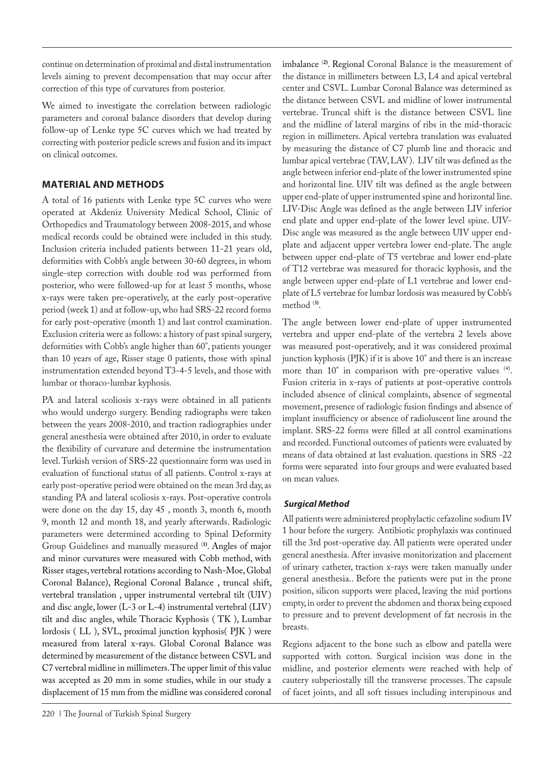continue on determination of proximal and distal instrumentation levels aiming to prevent decompensation that may occur after correction of this type of curvatures from posterior.

We aimed to investigate the correlation between radiologic parameters and coronal balance disorders that develop during follow-up of Lenke type 5C curves which we had treated by correcting with posterior pedicle screws and fusion and its impact on clinical outcomes.

## MATERIAL AND METHODS

A total of 16 patients with Lenke type 5C curves who were operated at Akdeniz University Medical School, Clinic of Orthopedics and Traumatology between 2008-2015, and whose medical records could be obtained were included in this study. Inclusion criteria included patients between 11-21 years old, deformities with Cobb's angle between 30-60 degrees, in whom single-step correction with double rod was performed from posterior, who were followed-up for at least 5 months, whose x-rays were taken pre-operatively, at the early post-operative period (week 1) and at follow-up, who had SRS-22 record forms for early post-operative (month 1) and last control examination. Exclusion criteria were as follows: a history of past spinal surgery, deformities with Cobb's angle higher than 60°, patients younger than 10 years of age, Risser stage 0 patients, those with spinal instrumentation extended beyond T3-4-5 levels, and those with lumbar or thoraco-lumbar kyphosis.

PA and lateral scoliosis x-rays were obtained in all patients who would undergo surgery. Bending radiographs were taken between the years 2008-2010, and traction radiographies under general anesthesia were obtained after 2010, in order to evaluate the flexibility of curvature and determine the instrumentation level. Turkish version of SRS-22 questionnaire form was used in evaluation of functional status of all patients. Control x-rays at early post-operative period were obtained on the mean 3rd day, as standing PA and lateral scoliosis x-rays. Post-operative controls were done on the day 15, day 45 , month 3, month 6, month 9, month 12 and month 18, and yearly afterwards. Radiologic parameters were determined according to Spinal Deformity Group Guidelines and manually measured [1]. Angles of major and minor curvatures were measured with Cobb method, with Risser stages, vertebral rotations according to Nash-Moe, Global Coronal Balance), Regional Coronal Balance , truncal shift, vertebral translation , upper instrumental vertebral tilt (UIV) and disc angle, lower (L-3 or L-4) instrumental vertebral (LIV) tilt and disc angles, while Thoracic Kyphosis ( TK ), Lumbar lordosis ( LL ), SVL, proximal junction kyphosis( PJK ) were measured from lateral x-rays. Global Coronal Balance was determined by measurement of the distance between CSVL and C7 vertebral midline in millimeters. The upper limit of this value was accepted as 20 mm in some studies, while in our study a displacement of 15 mm from the midline was considered coronal imbalance [2]. Regional Coronal Balance is the measurement of the distance in millimeters between L3, L4 and apical vertebral center and CSVL. Lumbar Coronal Balance was determined as the distance between CSVL and midline of lower instrumental vertebrae. Truncal shift is the distance between CSVL line and the midline of lateral margins of ribs in the mid-thoracic region in millimeters. Apical vertebra translation was evaluated by measuring the distance of C7 plumb line and thoracic and lumbar apical vertebrae (TAV, LAV). LIV tilt was defined as the angle between inferior end-plate of the lower instrumented spine and horizontal line. UIV tilt was defined as the angle between upper end-plate of upper instrumented spine and horizontal line. LIV-Disc Angle was defined as the angle between LIV inferior end plate and upper end-plate of the lower level spine. UIV-Disc angle was measured as the angle between UIV upper end-plate and adjacent upper vertebra lower end-plate. The angle between upper end-plate of T5 vertebrae and lower end-plate of T12 vertebrae was measured for thoracic kyphosis, and the angle between upper end-plate of L1 vertebrae and lower end-plate of L5 vertebrae for lumbar lordosis was measured by Cobb's method [3].

The angle between lower end-plate of upper instrumented vertebra and upper end-plate of the vertebra 2 levels above was measured post-operatively, and it was considered proximal junction kyphosis (PJK) if it is above 10° and there is an increase more than 10° in comparison with pre-operative values [4]. Fusion criteria in x-rays of patients at post-operative controls included absence of clinical complaints, absence of segmental movement, presence of radiologic fusion findings and absence of implant insufficiency or absence of radioluscent line around the implant. SRS-22 forms were filled at all control examinations and recorded. Functional outcomes of patients were evaluated by means of data obtained at last evaluation. questions in SRS -22 forms were separated into four groups and were evaluated based on mean values.

### *Surgical Method*

All patients were administered prophylactic cefazoline sodium IV 1 hour before the surgery. Antibiotic prophylaxis was continued till the 3rd post-operative day. All patients were operated under general anesthesia. After invasive monitorization and placement of urinary catheter, traction x-rays were taken manually under general anesthesia.. Before the patients were put in the prone position, silicon supports were placed, leaving the mid portions empty, in order to prevent the abdomen and thorax being exposed to pressure and to prevent development of fat necrosis in the breasts.

Regions adjacent to the bone such as elbow and patella were supported with cotton. Surgical incision was done in the midline, and posterior elements were reached with help of cautery subperiostally till the transverse processes. The capsule of facet joints, and all soft tissues including interspinous and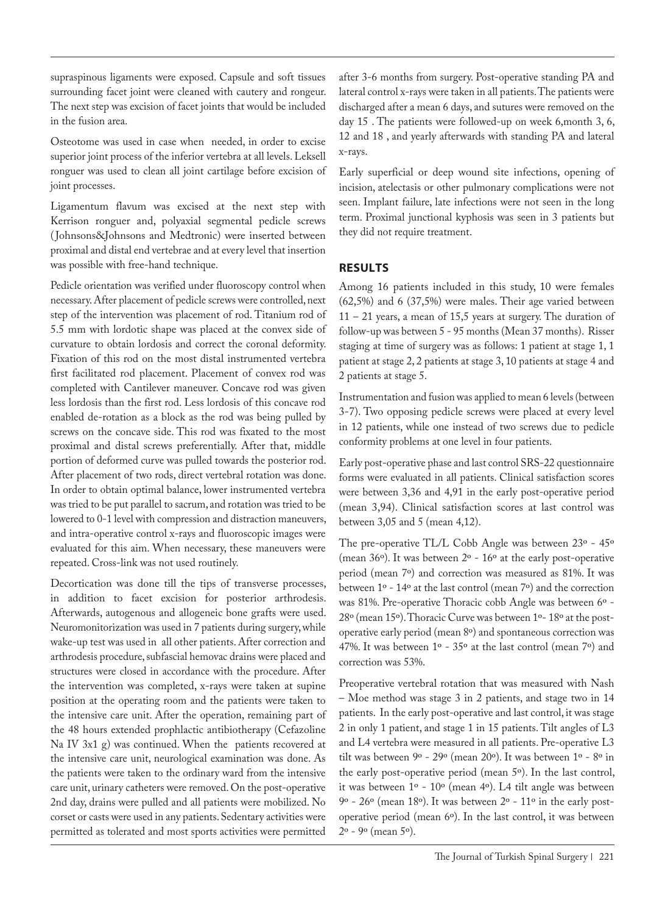supraspinous ligaments were exposed. Capsule and soft tissues surrounding facet joint were cleaned with cautery and rongeur. The next step was excision of facet joints that would be included in the fusion area.

Osteotome was used in case when needed, in order to excise superior joint process of the inferior vertebra at all levels. Leksell rongeur was used to clean all joint cartilage before excision of joint processes.

Ligamentum flavum was excised at the next step with Kerrison ronguer and, polyaxial segmental pedicle screws (Johnsons&Johnsons and Medtronic) were inserted between proximal and distal end vertebrae and at every level that insertion was possible with free-hand technique.

Pedicle orientation was verified under fluoroscopy control when necessary. After placement of pedicle screws were controlled, next step of the intervention was placement of rod. Titanium rod of 5.5 mm with lordotic shape was placed at the convex side of curvature to obtain lordosis and correct the coronal deformity. Fixation of this rod on the most distal instrumented vertebra first facilitated rod placement. Placement of convex rod was completed with Cantilever maneuver. Concave rod was given less lordosis than the first rod. Less lordosis of this concave rod enabled de-rotation as a block as the rod was being pulled by screws on the concave side. This rod was fixated to the most proximal and distal screws preferentially. After that, middle portion of deformed curve was pulled towards the posterior rod. After placement of two rods, direct vertebral rotation was done. In order to obtain optimal balance, lower instrumented vertebra was tried to be put parallel to sacrum, and rotation was tried to be lowered to 0-1 level with compression and distraction maneuvers, and intra-operative control x-rays and fluoroscopic images were evaluated for this aim. When necessary, these maneuvers were repeated. Cross-link was not used routinely.

Decortication was done till the tips of transverse processes, in addition to facet excision for posterior arthrodesis. Afterwards, autogenous and allogeneic bone grafts were used. Neuromonitorization was used in 7 patients during surgery, while wake-up test was used in all other patients. After correction and arthrodesis procedure, subfascial hemovac drains were placed and structures were closed in accordance with the procedure. After the intervention was completed, x-rays were taken at supine position at the operating room and the patients were taken to the intensive care unit. After the operation, remaining part of the 48 hours extended prophlactic antibiotherapy (Cefazoline Na IV 3x1 g) was continued. When the patients recovered at the intensive care unit, neurological examination was done. As the patients were taken to the ordinary ward from the intensive care unit, urinary catheters were removed. On the post-operative 2nd day, drains were pulled and all patients were mobilized. No corset or casts were used in any patients. Sedentary activities were permitted as tolerated and most sports activities were permitted after 3-6 months from surgery. Post-operative standing PA and lateral control x-rays were taken in all patients. The patients were discharged after a mean 6 days, and sutures were removed on the day 15 . The patients were followed-up on week 6,month 3, 6, 12 and 18 , and yearly afterwards with standing PA and lateral x-rays.

Early superficial or deep wound site infections, opening of incision, atelectasis or other pulmonary complications were not seen. Implant failure, late infections were not seen in the long term. Proximal junctional kyphosis was seen in 3 patients but they did not require treatment.

## RESULTS

Among 16 patients included in this study, 10 were females (62,5%) and 6 (37,5%) were males. Their age varied between 11 – 21 years, a mean of 15,5 years at surgery. The duration of follow-up was between 5 - 95 months (Mean 37 months). Risser staging at time of surgery was as follows: 1 patient at stage 1, 1 patient at stage 2, 2 patients at stage 3, 10 patients at stage 4 and 2 patients at stage 5.

Instrumentation and fusion was applied to mean 6 levels (between 3-7). Two opposing pedicle screws were placed at every level in 12 patients, while one instead of two screws due to pedicle conformity problems at one level in four patients.

Early post-operative phase and last control SRS-22 questionnaire forms were evaluated in all patients. Clinical satisfaction scores were between 3,36 and 4,91 in the early post-operative period (mean 3,94). Clinical satisfaction scores at last control was between 3,05 and 5 (mean 4,12).

The pre-operative TL/L Cobb Angle was between 23º - 45º (mean 36º). It was between 2º - 16º at the early post-operative period (mean 7º) and correction was measured as 81%. It was between 1º - 14º at the last control (mean 7º) and the correction was 81%. Pre-operative Thoracic cobb Angle was between 6º - 28º (mean 15º). Thoracic Curve was between 1º- 18º at the post-operative early period (mean 8º) and spontaneous correction was 47%. It was between 1º - 35º at the last control (mean 7º) and correction was 53%.

Preoperative vertebral rotation that was measured with Nash – Moe method was stage 3 in 2 patients, and stage two in 14 patients. In the early post-operative and last control, it was stage 2 in only 1 patient, and stage 1 in 15 patients. Tilt angles of L3 and L4 vertebra were measured in all patients. Pre-operative L3 tilt was between 9º - 29º (mean 20º). It was between 1º - 8º in the early post-operative period (mean 5º). In the last control, it was between 1º - 10º (mean 4º). L4 tilt angle was between 9º - 26º (mean 18º). It was between 2º - 11º in the early post-operative period (mean 6º). In the last control, it was between 2º - 9º (mean 5º).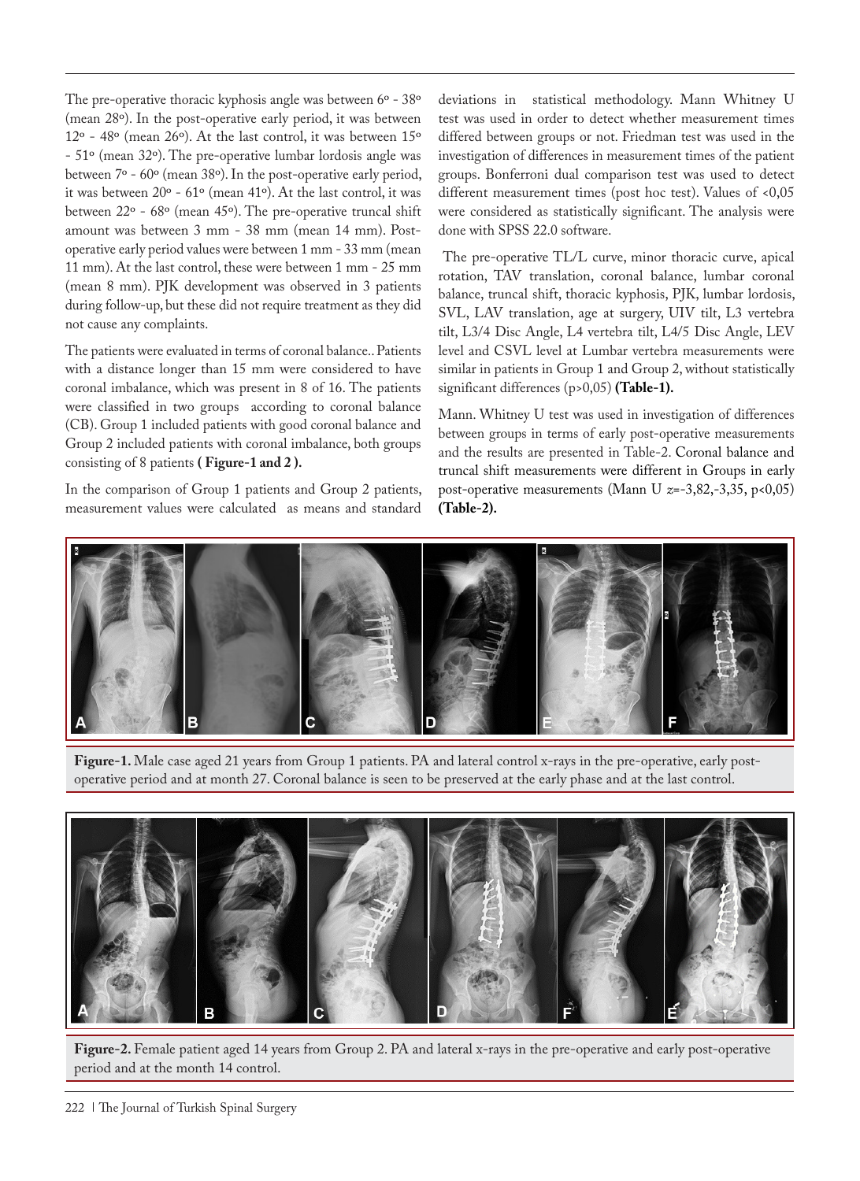The pre-operative thoracic kyphosis angle was between 6º - 38º (mean 28º). In the post-operative early period, it was between 12º - 48º (mean 26º). At the last control, it was between 15º - 51º (mean 32º). The pre-operative lumbar lordosis angle was between 7º - 60º (mean 38º). In the post-operative early period, it was between 20º - 61º (mean 41º). At the last control, it was between 22º - 68º (mean 45º). The pre-operative truncal shift amount was between 3 mm - 38 mm (mean 14 mm). Post-operative early period values were between 1 mm - 33 mm (mean 11 mm). At the last control, these were between 1 mm - 25 mm (mean 8 mm). PJK development was observed in 3 patients during follow-up, but these did not require treatment as they did not cause any complaints.

The patients were evaluated in terms of coronal balance.. Patients with a distance longer than 15 mm were considered to have coronal imbalance, which was present in 8 of 16. The patients were classified in two groups according to coronal balance (CB). Group 1 included patients with good coronal balance and Group 2 included patients with coronal imbalance, both groups consisting of 8 patients **( Figure-1 and 2 ).**

In the comparison of Group 1 patients and Group 2 patients, measurement values were calculated as means and standard deviations in statistical methodology. Mann Whitney U test was used in order to detect whether measurement times differed between groups or not. Friedman test was used in the investigation of differences in measurement times of the patient groups. Bonferroni dual comparison test was used to detect different measurement times (post hoc test). Values of <0,05 were considered as statistically significant. The analysis were done with SPSS 22.0 software.

The pre-operative TL/L curve, minor thoracic curve, apical rotation, TAV translation, coronal balance, lumbar coronal balance, truncal shift, thoracic kyphosis, PJK, lumbar lordosis, SVL, LAV translation, age at surgery, UIV tilt, L3 vertebra tilt, L3/4 Disc Angle, L4 vertebra tilt, L4/5 Disc Angle, LEV level and CSVL level at Lumbar vertebra measurements were similar in patients in Group 1 and Group 2, without statistically significant differences (p>0,05) **(Table-1).**

Mann. Whitney U test was used in investigation of differences between groups in terms of early post-operative measurements and the results are presented in Table-2. Coronal balance and truncal shift measurements were different in Groups in early post-operative measurements (Mann U $z$=-3,82,-3,35, p<0,05) **(Table-2).**

**Figure-1.** Male case aged 21 years from Group 1 patients. PA and lateral control x-rays in the pre-operative, early post-operative period and at month 27. Coronal balance is seen to be preserved at the early phase and at the last control.

**Figure-2.** Female patient aged 14 years from Group 2. PA and lateral x-rays in the pre-operative and early post-operative period and at the month 14 control.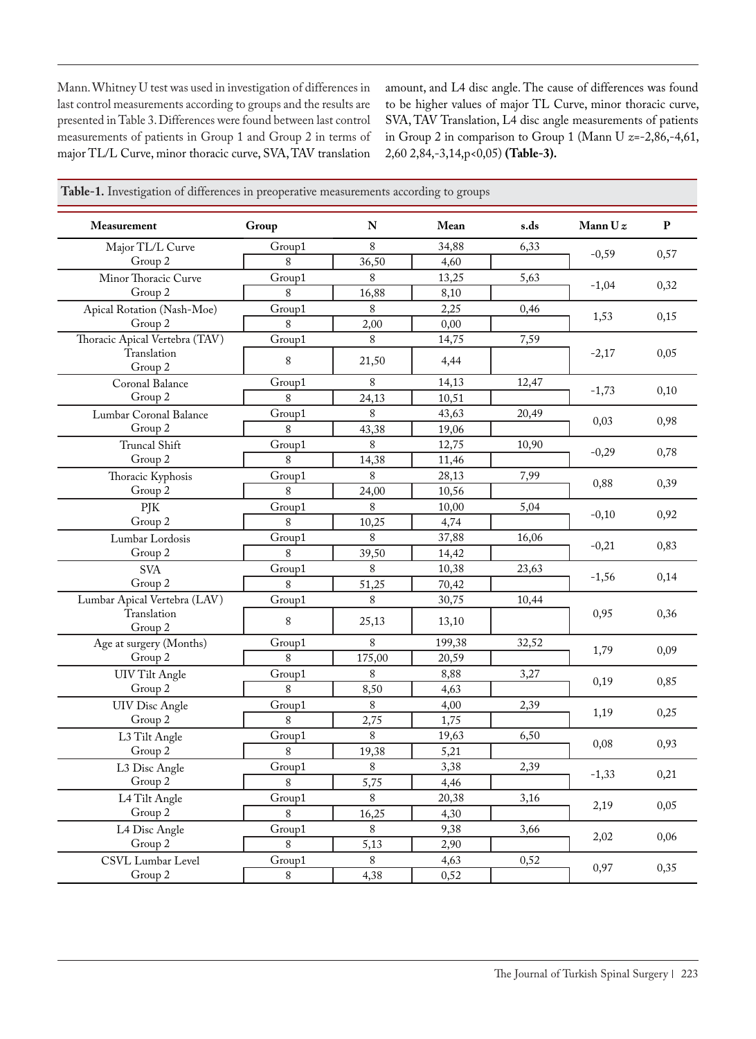Mann. Whitney U test was used in investigation of differences in last control measurements according to groups and the results are presented in Table 3. Differences were found between last control measurements of patients in Group 1 and Group 2 in terms of major TL/L Curve, minor thoracic curve, SVA, TAV translation amount, and L4 disc angle. The cause of differences was found to be higher values of major TL Curve, minor thoracic curve, SVA, TAV Translation, L4 disc angle measurements of patients in Group 2 in comparison to Group 1 (Mann U $z$=-2,86,-4,61, 2,60 2,84,-3,14,p<0,05) **(Table-3).**

**Table-1.** Investigation of differences in preoperative measurements according to groups

| Measurement | Group | N | Mean | s.ds | Mann U $z$ | P |
|---|---|---|---|---|---|---|
| Major TL/L Curve | Group1 | 8 | 34,88 | 6,33 | -0,59 | 0,57 |
| | Group 2 | 8 | 36,50 | 4,60 | | |
| Minor Thoracic Curve | Group1 | 8 | 13,25 | 5,63 | -1,04 | 0,32 |
| | Group 2 | 8 | 16,88 | 8,10 | | |
| Apical Rotation (Nash-Moe) | Group1 | 8 | 2,25 | 0,46 | 1,53 | 0,15 |
| | Group 2 | 8 | 2,00 | 0,00 | | |
| Thoracic Apical Vertebra (TAV) Translation | Group1 | 8 | 14,75 | 7,59 | -2,17 | 0,05 |
| | Group 2 | 8 | 21,50 | 4,44 | | |
| Coronal Balance | Group1 | 8 | 14,13 | 12,47 | -1,73 | 0,10 |
| | Group 2 | 8 | 24,13 | 10,51 | | |
| Lumbar Coronal Balance | Group1 | 8 | 43,63 | 20,49 | 0,03 | 0,98 |
| | Group 2 | 8 | 43,38 | 19,06 | | |
| Truncal Shift | Group1 | 8 | 12,75 | 10,90 | -0,29 | 0,78 |
| | Group 2 | 8 | 14,38 | 11,46 | | |
| Thoracic Kyphosis | Group1 | 8 | 28,13 | 7,99 | 0,88 | 0,39 |
| | Group 2 | 8 | 24,00 | 10,56 | | |
| PJK | Group1 | 8 | 10,00 | 5,04 | -0,10 | 0,92 |
| | Group 2 | 8 | 10,25 | 4,74 | | |
| Lumbar Lordosis | Group1 | 8 | 37,88 | 16,06 | -0,21 | 0,83 |
| | Group 2 | 8 | 39,50 | 14,42 | | |
| SVA | Group1 | 8 | 10,38 | 23,63 | -1,56 | 0,14 |
| | Group 2 | 8 | 51,25 | 70,42 | | |
| Lumbar Apical Vertebra (LAV) Translation | Group1 | 8 | 30,75 | 10,44 | 0,95 | 0,36 |
| | Group 2 | 8 | 25,13 | 13,10 | | |
| Age at surgery (Months) | Group1 | 8 | 199,38 | 32,52 | 1,79 | 0,09 |
| | Group 2 | 8 | 175,00 | 20,59 | | |
| UIV Tilt Angle | Group1 | 8 | 8,88 | 3,27 | 0,19 | 0,85 |
| | Group 2 | 8 | 8,50 | 4,63 | | |
| UIV Disc Angle | Group1 | 8 | 4,00 | 2,39 | 1,19 | 0,25 |
| | Group 2 | 8 | 2,75 | 1,75 | | |
| L3 Tilt Angle | Group1 | 8 | 19,63 | 6,50 | 0,08 | 0,93 |
| | Group 2 | 8 | 19,38 | 5,21 | | |
| L3 Disc Angle | Group1 | 8 | 3,38 | 2,39 | -1,33 | 0,21 |
| | Group 2 | 8 | 5,75 | 4,46 | | |
| L4 Tilt Angle | Group1 | 8 | 20,38 | 3,16 | 2,19 | 0,05 |
| | Group 2 | 8 | 16,25 | 4,30 | | |
| L4 Disc Angle | Group1 | 8 | 9,38 | 3,66 | 2,02 | 0,06 |
| | Group 2 | 8 | 5,13 | 2,90 | | |
| CSVL Lumbar Level | Group1 | 8 | 4,63 | 0,52 | 0,97 | 0,35 |
| | Group 2 | 8 | 4,38 | 0,52 | | |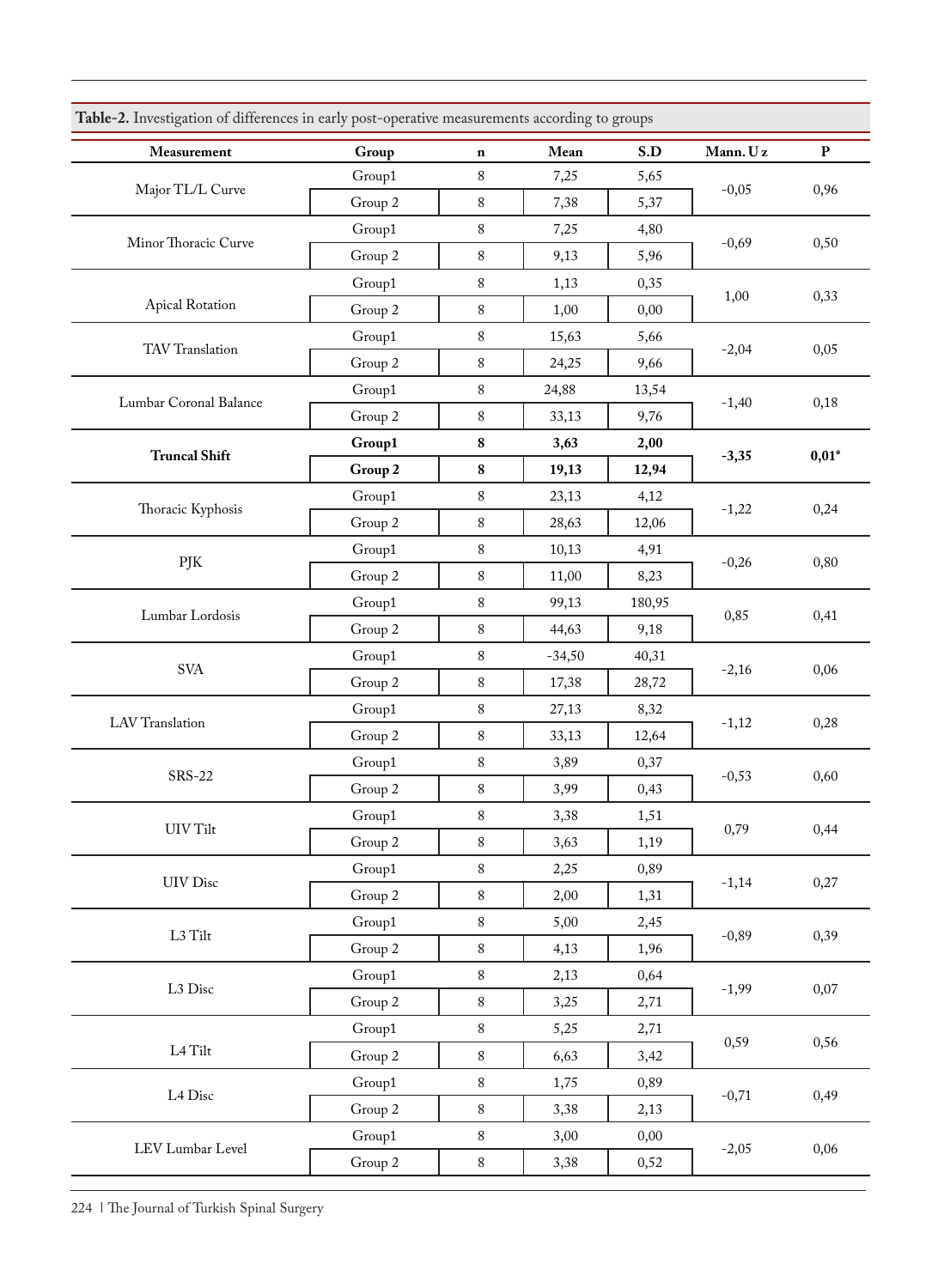**Table-2.** Investigation of differences in early post-operative measurements according to groups

| Measurement | Group | n | Mean | S.D | Mann. U z | P |
|---|---|---|---|---|---|---|
| Major TL/L Curve | Group1 | 8 | 7,25 | 5,65 | -0,05 | 0,96 |
| | Group 2 | 8 | 7,38 | 5,37 | | |
| Minor Thoracic Curve | Group1 | 8 | 7,25 | 4,80 | -0,69 | 0,50 |
| | Group 2 | 8 | 9,13 | 5,96 | | |
| Apical Rotation | Group1 | 8 | 1,13 | 0,35 | 1,00 | 0,33 |
| | Group 2 | 8 | 1,00 | 0,00 | | |
| TAV Translation | Group1 | 8 | 15,63 | 5,66 | -2,04 | 0,05 |
| | Group 2 | 8 | 24,25 | 9,66 | | |
| Lumbar Coronal Balance | Group1 | 8 | 24,88 | 13,54 | -1,40 | 0,18 |
| | Group 2 | 8 | 33,13 | 9,76 | | |
| **Truncal Shift** | **Group1** | **8** | **3,63** | **2,00** | **-3,35** | **0,01*** |
| | **Group 2** | **8** | **19,13** | **12,94** | | |
| Thoracic Kyphosis | Group1 | 8 | 23,13 | 4,12 | -1,22 | 0,24 |
| | Group 2 | 8 | 28,63 | 12,06 | | |
| PJK | Group1 | 8 | 10,13 | 4,91 | -0,26 | 0,80 |
| | Group 2 | 8 | 11,00 | 8,23 | | |
| Lumbar Lordosis | Group1 | 8 | 99,13 | 180,95 | 0,85 | 0,41 |
| | Group 2 | 8 | 44,63 | 9,18 | | |
| SVA | Group1 | 8 | -34,50 | 40,31 | -2,16 | 0,06 |
| | Group 2 | 8 | 17,38 | 28,72 | | |
| LAV Translation | Group1 | 8 | 27,13 | 8,32 | -1,12 | 0,28 |
| | Group 2 | 8 | 33,13 | 12,64 | | |
| SRS-22 | Group1 | 8 | 3,89 | 0,37 | -0,53 | 0,60 |
| | Group 2 | 8 | 3,99 | 0,43 | | |
| UIV Tilt | Group1 | 8 | 3,38 | 1,51 | 0,79 | 0,44 |
| | Group 2 | 8 | 3,63 | 1,19 | | |
| UIV Disc | Group1 | 8 | 2,25 | 0,89 | -1,14 | 0,27 |
| | Group 2 | 8 | 2,00 | 1,31 | | |
| L3 Tilt | Group1 | 8 | 5,00 | 2,45 | -0,89 | 0,39 |
| | Group 2 | 8 | 4,13 | 1,96 | | |
| L3 Disc | Group1 | 8 | 2,13 | 0,64 | -1,99 | 0,07 |
| | Group 2 | 8 | 3,25 | 2,71 | | |
| L4 Tilt | Group1 | 8 | 5,25 | 2,71 | 0,59 | 0,56 |
| | Group 2 | 8 | 6,63 | 3,42 | | |
| L4 Disc | Group1 | 8 | 1,75 | 0,89 | -0,71 | 0,49 |
| | Group 2 | 8 | 3,38 | 2,13 | | |
| LEV Lumbar Level | Group1 | 8 | 3,00 | 0,00 | -2,05 | 0,06 |
| | Group 2 | 8 | 3,38 | 0,52 | | |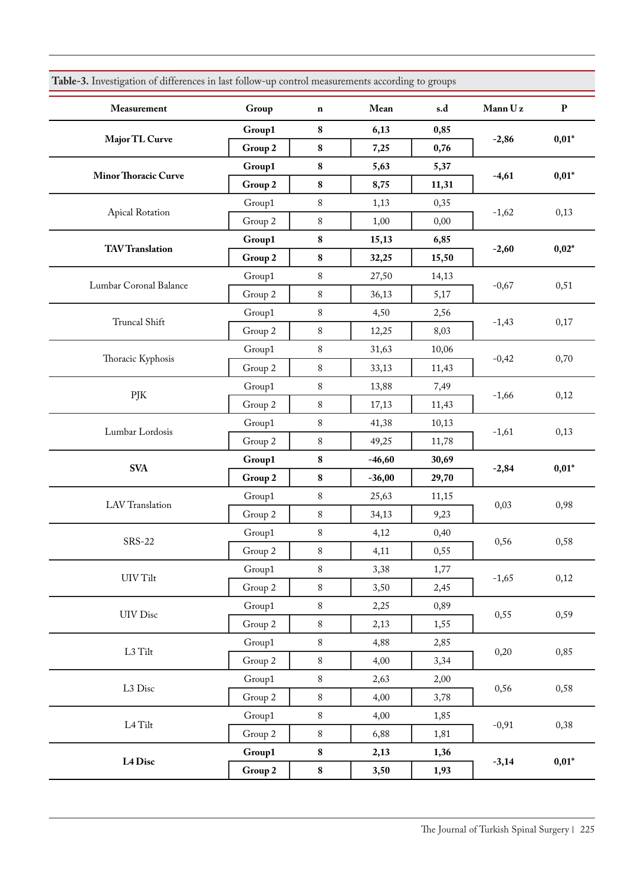**Table-3.** Investigation of differences in last follow-up control measurements according to groups

| Measurement | Group | n | Mean | s.d | Mann U z | P |
|---|---|---|---|---|---|---|
| **Major TL Curve** | **Group1** | **8** | **6,13** | **0,85** | **-2,86** | **0,01*** |
| | **Group 2** | **8** | **7,25** | **0,76** | | |
| **Minor Thoracic Curve** | **Group1** | **8** | **5,63** | **5,37** | **-4,61** | **0,01*** |
| | **Group 2** | **8** | **8,75** | **11,31** | | |
| Apical Rotation | Group1 | 8 | 1,13 | 0,35 | -1,62 | 0,13 |
| | Group 2 | 8 | 1,00 | 0,00 | | |
| **TAV Translation** | **Group1** | **8** | **15,13** | **6,85** | **-2,60** | **0,02*** |
| | **Group 2** | **8** | **32,25** | **15,50** | | |
| Lumbar Coronal Balance | Group1 | 8 | 27,50 | 14,13 | -0,67 | 0,51 |
| | Group 2 | 8 | 36,13 | 5,17 | | |
| Truncal Shift | Group1 | 8 | 4,50 | 2,56 | -1,43 | 0,17 |
| | Group 2 | 8 | 12,25 | 8,03 | | |
| Thoracic Kyphosis | Group1 | 8 | 31,63 | 10,06 | -0,42 | 0,70 |
| | Group 2 | 8 | 33,13 | 11,43 | | |
| PJK | Group1 | 8 | 13,88 | 7,49 | -1,66 | 0,12 |
| | Group 2 | 8 | 17,13 | 11,43 | | |
| Lumbar Lordosis | Group1 | 8 | 41,38 | 10,13 | -1,61 | 0,13 |
| | Group 2 | 8 | 49,25 | 11,78 | | |
| **SVA** | **Group1** | **8** | **-46,60** | **30,69** | **-2,84** | **0,01*** |
| | **Group 2** | **8** | **-36,00** | **29,70** | | |
| LAV Translation | Group1 | 8 | 25,63 | 11,15 | 0,03 | 0,98 |
| | Group 2 | 8 | 34,13 | 9,23 | | |
| SRS-22 | Group1 | 8 | 4,12 | 0,40 | 0,56 | 0,58 |
| | Group 2 | 8 | 4,11 | 0,55 | | |
| UIV Tilt | Group1 | 8 | 3,38 | 1,77 | -1,65 | 0,12 |
| | Group 2 | 8 | 3,50 | 2,45 | | |
| UIV Disc | Group1 | 8 | 2,25 | 0,89 | 0,55 | 0,59 |
| | Group 2 | 8 | 2,13 | 1,55 | | |
| L3 Tilt | Group1 | 8 | 4,88 | 2,85 | 0,20 | 0,85 |
| | Group 2 | 8 | 4,00 | 3,34 | | |
| L3 Disc | Group1 | 8 | 2,63 | 2,00 | 0,56 | 0,58 |
| | Group 2 | 8 | 4,00 | 3,78 | | |
| L4 Tilt | Group1 | 8 | 4,00 | 1,85 | -0,91 | 0,38 |
| | Group 2 | 8 | 6,88 | 1,81 | | |
| **L4 Disc** | **Group1** | **8** | **2,13** | **1,36** | **-3,14** | **0,01*** |
| | **Group 2** | **8** | **3,50** | **1,93** | | |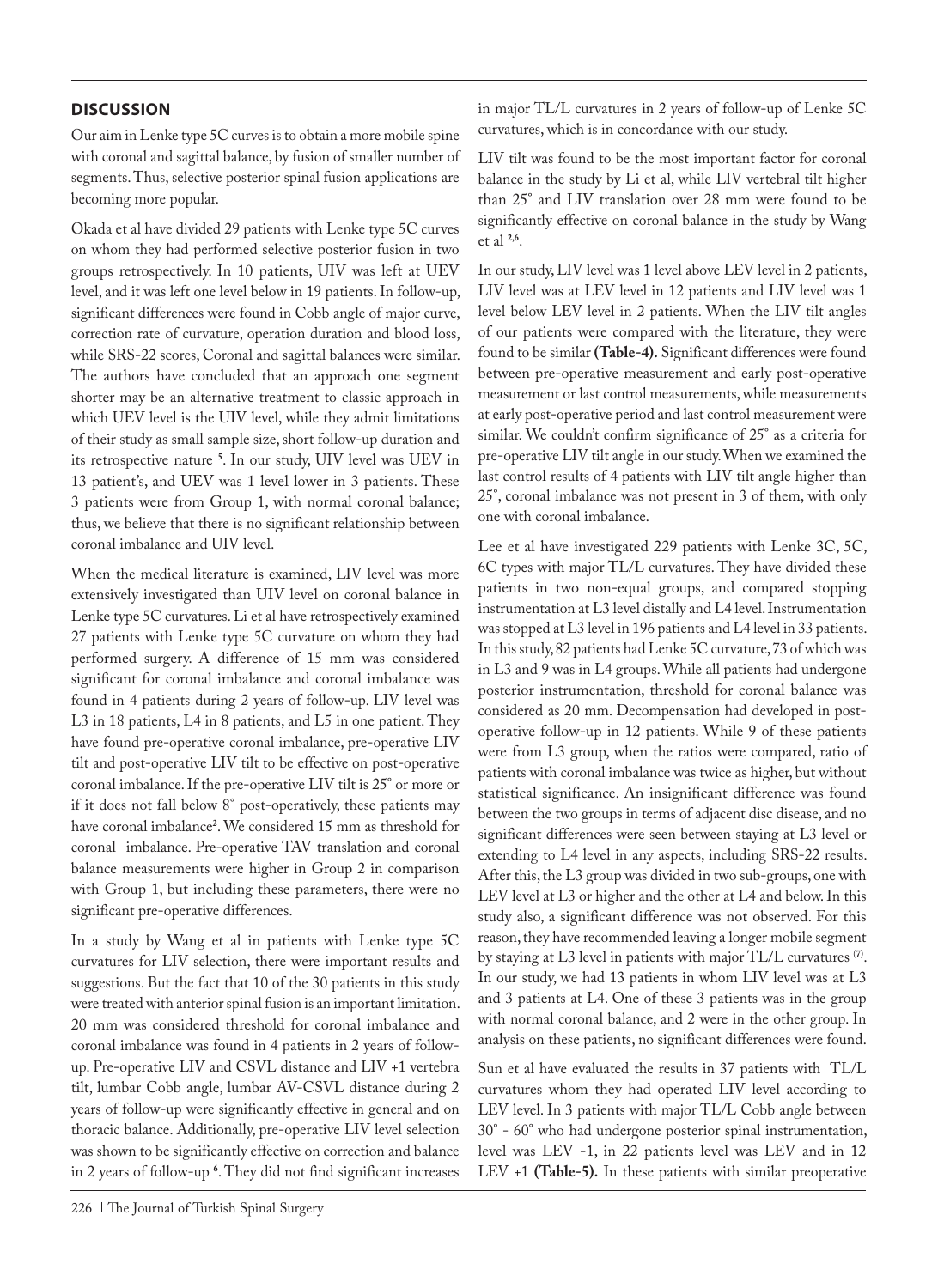## DISCUSSION

Our aim in Lenke type 5C curves is to obtain a more mobile spine with coronal and sagittal balance, by fusion of smaller number of segments. Thus, selective posterior spinal fusion applications are becoming more popular.

Okada et al have divided 29 patients with Lenke type 5C curves on whom they had performed selective posterior fusion in two groups retrospectively. In 10 patients, UIV was left at UEV level, and it was left one level below in 19 patients. In follow-up, significant differences were found in Cobb angle of major curve, correction rate of curvature, operation duration and blood loss, while SRS-22 scores, Coronal and sagittal balances were similar. The authors have concluded that an approach one segment shorter may be an alternative treatment to classic approach in which UEV level is the UIV level, while they admit limitations of their study as small sample size, short follow-up duration and its retrospective nature [5]. In our study, UIV level was UEV in 13 patient's, and UEV was 1 level lower in 3 patients. These 3 patients were from Group 1, with normal coronal balance; thus, we believe that there is no significant relationship between coronal imbalance and UIV level.

When the medical literature is examined, LIV level was more extensively investigated than UIV level on coronal balance in Lenke type 5C curvatures. Li et al have retrospectively examined 27 patients with Lenke type 5C curvature on whom they had performed surgery. A difference of 15 mm was considered significant for coronal imbalance and coronal imbalance was found in 4 patients during 2 years of follow-up. LIV level was L3 in 18 patients, L4 in 8 patients, and L5 in one patient. They have found pre-operative coronal imbalance, pre-operative LIV tilt and post-operative LIV tilt to be effective on post-operative coronal imbalance. If the pre-operative LIV tilt is 25˚ or more or if it does not fall below 8˚ post-operatively, these patients may have coronal imbalance[2]. We considered 15 mm as threshold for coronal imbalance. Pre-operative TAV translation and coronal balance measurements were higher in Group 2 in comparison with Group 1, but including these parameters, there were no significant pre-operative differences.

In a study by Wang et al in patients with Lenke type 5C curvatures for LIV selection, there were important results and suggestions. But the fact that 10 of the 30 patients in this study were treated with anterior spinal fusion is an important limitation. 20 mm was considered threshold for coronal imbalance and coronal imbalance was found in 4 patients in 2 years of follow-up. Pre-operative LIV and CSVL distance and LIV +1 vertebra tilt, lumbar Cobb angle, lumbar AV-CSVL distance during 2 years of follow-up were significantly effective in general and on thoracic balance. Additionally, pre-operative LIV level selection was shown to be significantly effective on correction and balance in 2 years of follow-up [6]. They did not find significant increases in major TL/L curvatures in 2 years of follow-up of Lenke 5C curvatures, which is in concordance with our study.

LIV tilt was found to be the most important factor for coronal balance in the study by Li et al, while LIV vertebral tilt higher than 25˚ and LIV translation over 28 mm were found to be significantly effective on coronal balance in the study by Wang et al [2,6].

In our study, LIV level was 1 level above LEV level in 2 patients, LIV level was at LEV level in 12 patients and LIV level was 1 level below LEV level in 2 patients. When the LIV tilt angles of our patients were compared with the literature, they were found to be similar **(Table-4).** Significant differences were found between pre-operative measurement and early post-operative measurement or last control measurements, while measurements at early post-operative period and last control measurement were similar. We couldn't confirm significance of 25˚ as a criteria for pre-operative LIV tilt angle in our study. When we examined the last control results of 4 patients with LIV tilt angle higher than 25˚, coronal imbalance was not present in 3 of them, with only one with coronal imbalance.

Lee et al have investigated 229 patients with Lenke 3C, 5C, 6C types with major TL/L curvatures. They have divided these patients in two non-equal groups, and compared stopping instrumentation at L3 level distally and L4 level. Instrumentation was stopped at L3 level in 196 patients and L4 level in 33 patients. In this study, 82 patients had Lenke 5C curvature, 73 of which was in L3 and 9 was in L4 groups. While all patients had undergone posterior instrumentation, threshold for coronal balance was considered as 20 mm. Decompensation had developed in post-operative follow-up in 12 patients. While 9 of these patients were from L3 group, when the ratios were compared, ratio of patients with coronal imbalance was twice as higher, but without statistical significance. An insignificant difference was found between the two groups in terms of adjacent disc disease, and no significant differences were seen between staying at L3 level or extending to L4 level in any aspects, including SRS-22 results. After this, the L3 group was divided in two sub-groups, one with LEV level at L3 or higher and the other at L4 and below. In this study also, a significant difference was not observed. For this reason, they have recommended leaving a longer mobile segment by staying at L3 level in patients with major TL/L curvatures [7]. In our study, we had 13 patients in whom LIV level was at L3 and 3 patients at L4. One of these 3 patients was in the group with normal coronal balance, and 2 were in the other group. In analysis on these patients, no significant differences were found.

Sun et al have evaluated the results in 37 patients with TL/L curvatures whom they had operated LIV level according to LEV level. In 3 patients with major TL/L Cobb angle between 30˚ - 60˚ who had undergone posterior spinal instrumentation, level was LEV -1, in 22 patients level was LEV and in 12 LEV +1 **(Table-5).** In these patients with similar preoperative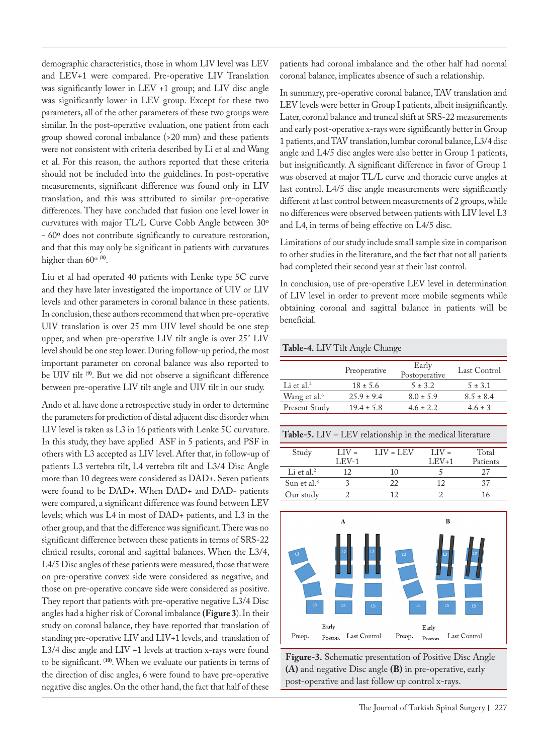demographic characteristics, those in whom LIV level was LEV and LEV+1 were compared. Pre-operative LIV Translation was significantly lower in LEV +1 group; and LIV disc angle was significantly lower in LEV group. Except for these two parameters, all of the other parameters of these two groups were similar. In the post-operative evaluation, one patient from each group showed coronal imbalance (>20 mm) and these patients were not consistent with criteria described by Li et al and Wang et al. For this reason, the authors reported that these criteria should not be included into the guidelines. In post-operative measurements, significant difference was found only in LIV translation, and this was attributed to similar pre-operative differences. They have concluded that fusion one level lower in curvatures with major TL/L Curve Cobb Angle between 30º - 60º does not contribute significantly to curvature restoration, and that this may only be significant in patients with curvatures higher than 60º [8].

Liu et al had operated 40 patients with Lenke type 5C curve and they have later investigated the importance of UIV or LIV levels and other parameters in coronal balance in these patients. In conclusion, these authors recommend that when pre-operative UIV translation is over 25 mm UIV level should be one step upper, and when pre-operative LIV tilt angle is over 25˚ LIV level should be one step lower. During follow-up period, the most important parameter on coronal balance was also reported to be UIV tilt [9]. But we did not observe a significant difference between pre-operative LIV tilt angle and UIV tilt in our study.

Ando et al. have done a retrospective study in order to determine the parameters for prediction of distal adjacent disc disorder when LIV level is taken as L3 in 16 patients with Lenke 5C curvature. In this study, they have applied ASF in 5 patients, and PSF in others with L3 accepted as LIV level. After that, in follow-up of patients L3 vertebra tilt, L4 vertebra tilt and L3/4 Disc Angle more than 10 degrees were considered as DAD+. Seven patients were found to be DAD+. When DAD+ and DAD- patients were compared, a significant difference was found between LEV levels; which was L4 in most of DAD+ patients, and L3 in the other group, and that the difference was significant. There was no significant difference between these patients in terms of SRS-22 clinical results, coronal and sagittal balances. When the L3/4, L4/5 Disc angles of these patients were measured, those that were on pre-operative convex side were considered as negative, and those on pre-operative concave side were considered as positive. They report that patients with pre-operative negative L3/4 Disc angles had a higher risk of Coronal imbalance **(Figure 3)**. In their study on coronal balance, they have reported that translation of standing pre-operative LIV and LIV+1 levels, and translation of L3/4 disc angle and LIV +1 levels at traction x-rays were found to be significant. [10]. When we evaluate our patients in terms of the direction of disc angles, 6 were found to have pre-operative negative disc angles. On the other hand, the fact that half of these patients had coronal imbalance and the other half had normal coronal balance, implicates absence of such a relationship.

In summary, pre-operative coronal balance, TAV translation and LEV levels were better in Group I patients, albeit insignificantly. Later, coronal balance and truncal shift at SRS-22 measurements and early post-operative x-rays were significantly better in Group 1 patients, and TAV translation, lumbar coronal balance, L3/4 disc angle and L4/5 disc angles were also better in Group 1 patients, but insignificantly. A significant difference in favor of Group 1 was observed at major TL/L curve and thoracic curve angles at last control. L4/5 disc angle measurements were significantly different at last control between measurements of 2 groups, while no differences were observed between patients with LIV level L3 and L4, in terms of being effective on L4/5 disc.

Limitations of our study include small sample size in comparison to other studies in the literature, and the fact that not all patients had completed their second year at their last control.

In conclusion, use of pre-operative LEV level in determination of LIV level in order to prevent more mobile segments while obtaining coronal and sagittal balance in patients will be beneficial.

**Table-4.** LIV Tilt Angle Change

| | Preoperative | Early Postoperative | Last Control |
|---|---|---|---|
| Li et al.[2] | 18 ± 5.6 | 5 ± 3.2 | 5 ± 3.1 |
| Wang et al.[6] | 25.9 ± 9.4 | 8.0 ± 5.9 | 8.5 ± 8.4 |
| Present Study | 19.4 ± 5.8 | 4.6 ± 2.2 | 4.6 ± 3 |

**Table-5.** LIV – LEV relationship in the medical literature

| Study | LIV = LEV-1 | LIV = LEV | LIV = LEV+1 | Total Patients |
|---|---|---|---|---|
| Li et al.[2] | 12 | 10 | 5 | 27 |
| Sun et al.[8] | 3 | 22 | 12 | 37 |
| Our study | 2 | 12 | 2 | 16 |

**Figure-3.** Schematic presentation of Positive Disc Angle **(A)** and negative Disc angle **(B)** in pre-operative, early post-operative and last follow up control x-rays.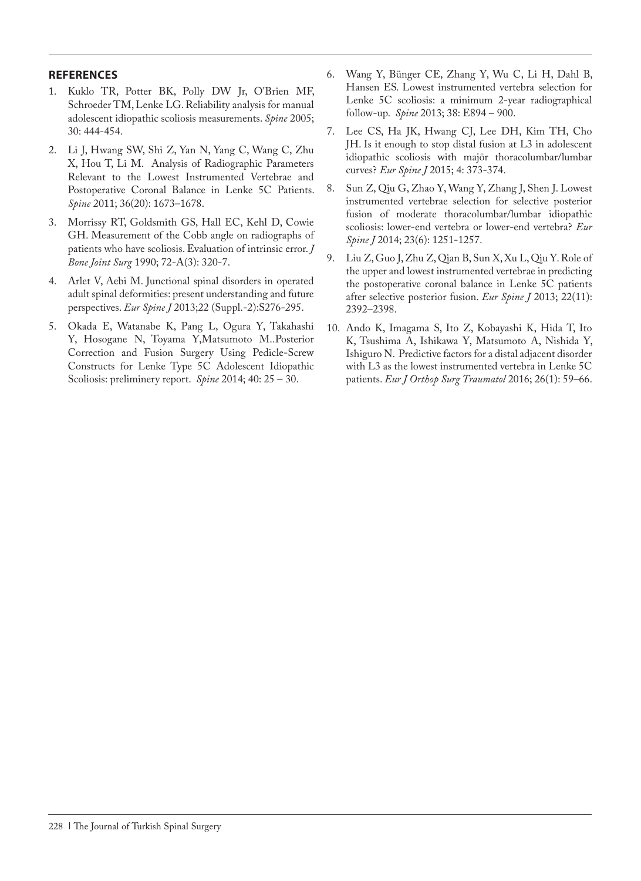## REFERENCES

1. Kuklo TR, Potter BK, Polly DW Jr, O'Brien MF, Schroeder TM, Lenke LG. Reliability analysis for manual adolescent idiopathic scoliosis measurements. *Spine* 2005; 30: 444-454.
2. Li J, Hwang SW, Shi Z, Yan N, Yang C, Wang C, Zhu X, Hou T, Li M. Analysis of Radiographic Parameters Relevant to the Lowest Instrumented Vertebrae and Postoperative Coronal Balance in Lenke 5C Patients. *Spine* 2011; 36(20): 1673–1678.
3. Morrissy RT, Goldsmith GS, Hall EC, Kehl D, Cowie GH. Measurement of the Cobb angle on radiographs of patients who have scoliosis. Evaluation of intrinsic error. *J Bone Joint Surg* 1990; 72-A(3): 320-7.
4. Arlet V, Aebi M. Junctional spinal disorders in operated adult spinal deformities: present understanding and future perspectives. *Eur Spine J* 2013;22 (Suppl.-2):S276-295.
5. Okada E, Watanabe K, Pang L, Ogura Y, Takahashi Y, Hosogane N, Toyama Y,Matsumoto M..Posterior Correction and Fusion Surgery Using Pedicle-Screw Constructs for Lenke Type 5C Adolescent Idiopathic Scoliosis: preliminery report. *Spine* 2014; 40: 25 – 30.
6. Wang Y, Bünger CE, Zhang Y, Wu C, Li H, Dahl B, Hansen ES. Lowest instrumented vertebra selection for Lenke 5C scoliosis: a minimum 2-year radiographical follow-up. *Spine* 2013; 38: E894 – 900.
7. Lee CS, Ha JK, Hwang CJ, Lee DH, Kim TH, Cho JH. Is it enough to stop distal fusion at L3 in adolescent idiopathic scoliosis with majör thoracolumbar/lumbar curves? *Eur Spine J* 2015; 4: 373-374.
8. Sun Z, Qiu G, Zhao Y, Wang Y, Zhang J, Shen J. Lowest instrumented vertebrae selection for selective posterior fusion of moderate thoracolumbar/lumbar idiopathic scoliosis: lower-end vertebra or lower-end vertebra? *Eur Spine J* 2014; 23(6): 1251-1257.
9. Liu Z, Guo J, Zhu Z, Qian B, Sun X, Xu L, Qiu Y. Role of the upper and lowest instrumented vertebrae in predicting the postoperative coronal balance in Lenke 5C patients after selective posterior fusion. *Eur Spine J* 2013; 22(11): 2392–2398.
10. Ando K, Imagama S, Ito Z, Kobayashi K, Hida T, Ito K, Tsushima A, Ishikawa Y, Matsumoto A, Nishida Y, Ishiguro N. Predictive factors for a distal adjacent disorder with L3 as the lowest instrumented vertebra in Lenke 5C patients. *Eur J Orthop Surg Traumatol* 2016; 26(1): 59–66.